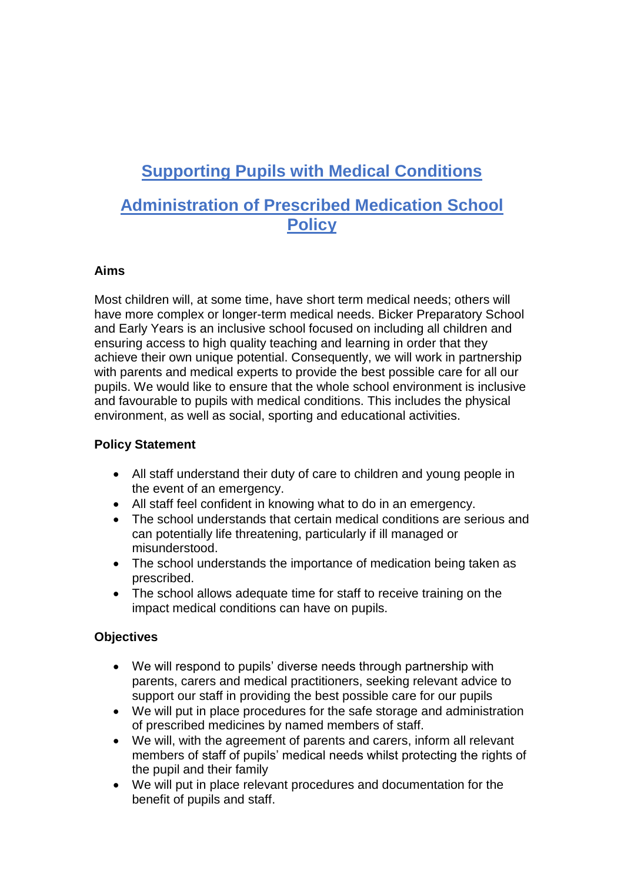# Supporting Pupils with Medical Conditions

# Administration of Prescribed Medication School Policy

### Aims

Most children will, at some time, have short term medical needs; others will have more complex or longer-term medical needs. Bicker Preparatory School and Early Years is an inclusive school focused on including all children and ensuring access to high quality teaching and learning in order that they achieve their own unique potential. Consequently, we will work in partnership with parents and medical experts to provide the best possible care for all our pupils. We would like to ensure that the whole school environment is inclusive and favourable to pupils with medical conditions. This includes the physical environment, as well as social, sporting and educational activities.

### Policy Statement

- All staff understand their duty of care to children and young people in the event of an emergency.
- All staff feel confident in knowing what to do in an emergency.
- The school understands that certain medical conditions are serious and can potentially life threatening, particularly if ill managed or misunderstood.
- The school understands the importance of medication being taken as prescribed.
- The school allows adequate time for staff to receive training on the impact medical conditions can have on pupils.

### Objectives

- We will respond to pupils' diverse needs through partnership with parents, carers and medical practitioners, seeking relevant advice to support our staff in providing the best possible care for our pupils
- We will put in place procedures for the safe storage and administration of prescribed medicines by named members of staff.
- We will, with the agreement of parents and carers, inform all relevant members of staff of pupils' medical needs whilst protecting the rights of the pupil and their family
- We will put in place relevant procedures and documentation for the benefit of pupils and staff.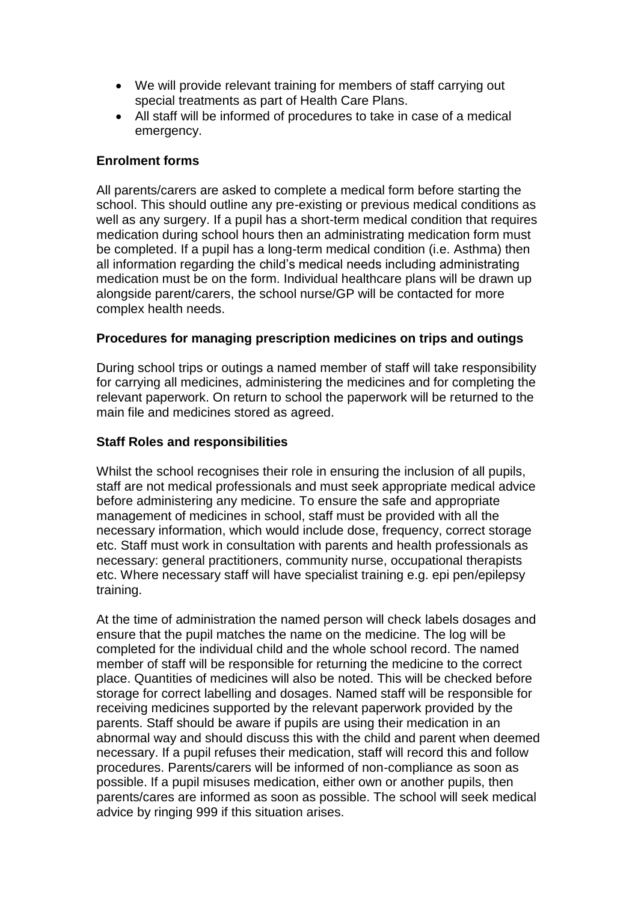- We will provide relevant training for members of staff carrying out special treatments as part of Health Care Plans.
- All staff will be informed of procedures to take in case of a medical emergency.

**Enrolment forms**

All parents/carers are asked to complete a medical form before starting the school. This should outline any pre-existing or previous medical conditions as well as any surgery. If a pupil has a short-term medical condition that requires medication during school hours then an administrating medication form must be completed. If a pupil has a long-term medical condition (i.e. Asthma) then all information regarding the child's medical needs including administrating medication must be on the form. Individual healthcare plans will be drawn up alongside parent/carers, the school nurse/GP will be contacted for more complex health needs.

**Procedures for managing prescription medicines on trips and outings**

During school trips or outings a named member of staff will take responsibility for carrying all medicines, administering the medicines and for completing the relevant paperwork. On return to school the paperwork will be returned to the main file and medicines stored as agreed.

**Staff Roles and responsibilities**

Whilst the school recognises their role in ensuring the inclusion of all pupils, staff are not medical professionals and must seek appropriate medical advice before administering any medicine. To ensure the safe and appropriate management of medicines in school, staff must be provided with all the necessary information, which would include dose, frequency, correct storage etc. Staff must work in consultation with parents and health professionals as necessary: general practitioners, community nurse, occupational therapists etc. Where necessary staff will have specialist training e.g. epi pen/epilepsy training.

At the time of administration the named person will check labels dosages and ensure that the pupil matches the name on the medicine. The log will be completed for the individual child and the whole school record. The named member of staff will be responsible for returning the medicine to the correct place. Quantities of medicines will also be noted. This will be checked before storage for correct labelling and dosages. Named staff will be responsible for receiving medicines supported by the relevant paperwork provided by the parents. Staff should be aware if pupils are using their medication in an abnormal way and should discuss this with the child and parent when deemed necessary. If a pupil refuses their medication, staff will record this and follow procedures. Parents/carers will be informed of non-compliance as soon as possible. If a pupil misuses medication, either own or another pupils, then parents/cares are informed as soon as possible. The school will seek medical advice by ringing 999 if this situation arises.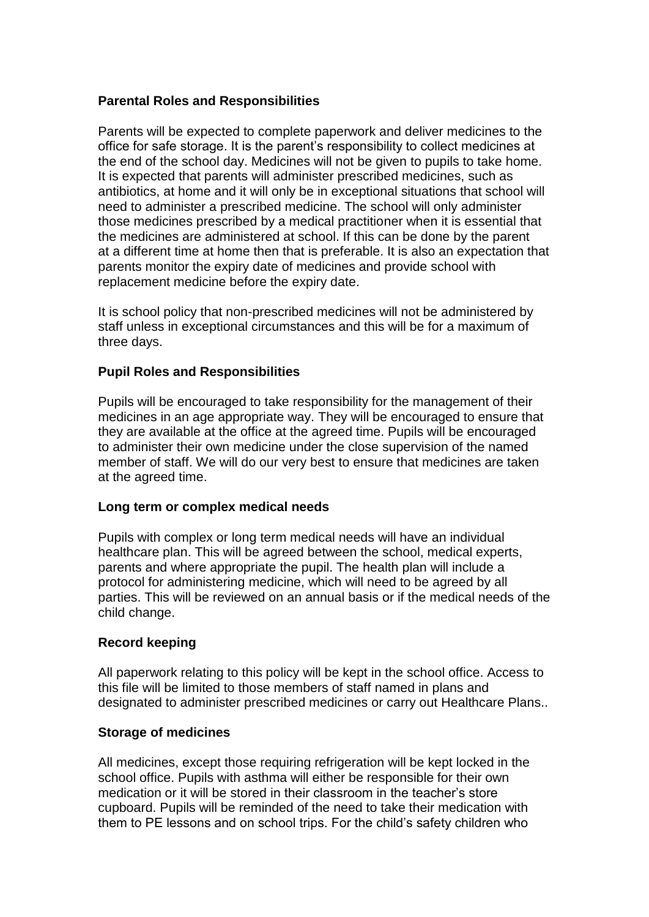**Parental Roles and Responsibilities**

Parents will be expected to complete paperwork and deliver medicines to the office for safe storage. It is the parent's responsibility to collect medicines at the end of the school day. Medicines will not be given to pupils to take home. It is expected that parents will administer prescribed medicines, such as antibiotics, at home and it will only be in exceptional situations that school will need to administer a prescribed medicine. The school will only administer those medicines prescribed by a medical practitioner when it is essential that the medicines are administered at school. If this can be done by the parent at a different time at home then that is preferable. It is also an expectation that parents monitor the expiry date of medicines and provide school with replacement medicine before the expiry date.

It is school policy that non-prescribed medicines will not be administered by staff unless in exceptional circumstances and this will be for a maximum of three days.

**Pupil Roles and Responsibilities**

Pupils will be encouraged to take responsibility for the management of their medicines in an age appropriate way. They will be encouraged to ensure that they are available at the office at the agreed time. Pupils will be encouraged to administer their own medicine under the close supervision of the named member of staff. We will do our very best to ensure that medicines are taken at the agreed time.

**Long term or complex medical needs**

Pupils with complex or long term medical needs will have an individual healthcare plan. This will be agreed between the school, medical experts, parents and where appropriate the pupil. The health plan will include a protocol for administering medicine, which will need to be agreed by all parties. This will be reviewed on an annual basis or if the medical needs of the child change.

**Record keeping**

All paperwork relating to this policy will be kept in the school office. Access to this file will be limited to those members of staff named in plans and designated to administer prescribed medicines or carry out Healthcare Plans..

**Storage of medicines**

All medicines, except those requiring refrigeration will be kept locked in the school office. Pupils with asthma will either be responsible for their own medication or it will be stored in their classroom in the teacher's store cupboard. Pupils will be reminded of the need to take their medication with them to PE lessons and on school trips. For the child's safety children who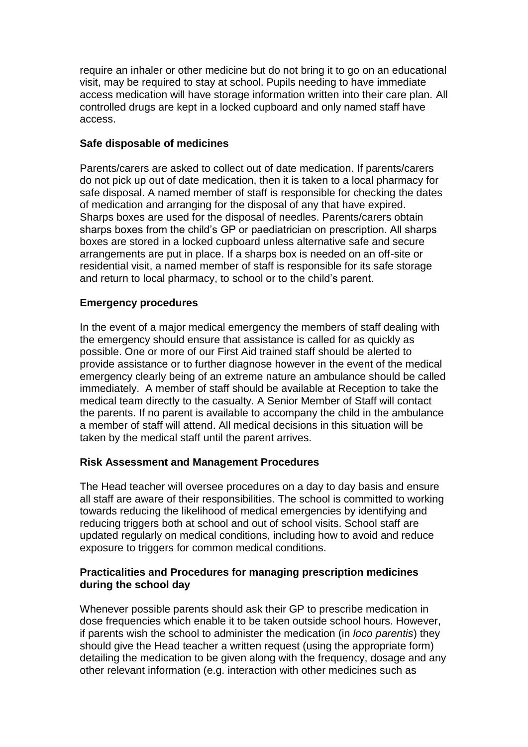require an inhaler or other medicine but do not bring it to go on an educational visit, may be required to stay at school. Pupils needing to have immediate access medication will have storage information written into their care plan. All controlled drugs are kept in a locked cupboard and only named staff have access.

**Safe disposable of medicines**

Parents/carers are asked to collect out of date medication. If parents/carers do not pick up out of date medication, then it is taken to a local pharmacy for safe disposal. A named member of staff is responsible for checking the dates of medication and arranging for the disposal of any that have expired. Sharps boxes are used for the disposal of needles. Parents/carers obtain sharps boxes from the child's GP or paediatrician on prescription. All sharps boxes are stored in a locked cupboard unless alternative safe and secure arrangements are put in place. If a sharps box is needed on an off-site or residential visit, a named member of staff is responsible for its safe storage and return to local pharmacy, to school or to the child's parent.

**Emergency procedures**

In the event of a major medical emergency the members of staff dealing with the emergency should ensure that assistance is called for as quickly as possible. One or more of our First Aid trained staff should be alerted to provide assistance or to further diagnose however in the event of the medical emergency clearly being of an extreme nature an ambulance should be called immediately. A member of staff should be available at Reception to take the medical team directly to the casualty. A Senior Member of Staff will contact the parents. If no parent is available to accompany the child in the ambulance a member of staff will attend. All medical decisions in this situation will be taken by the medical staff until the parent arrives.

**Risk Assessment and Management Procedures**

The Head teacher will oversee procedures on a day to day basis and ensure all staff are aware of their responsibilities. The school is committed to working towards reducing the likelihood of medical emergencies by identifying and reducing triggers both at school and out of school visits. School staff are updated regularly on medical conditions, including how to avoid and reduce exposure to triggers for common medical conditions.

**Practicalities and Procedures for managing prescription medicines during the school day**

Whenever possible parents should ask their GP to prescribe medication in dose frequencies which enable it to be taken outside school hours. However, if parents wish the school to administer the medication (in *loco parentis*) they should give the Head teacher a written request (using the appropriate form) detailing the medication to be given along with the frequency, dosage and any other relevant information (e.g. interaction with other medicines such as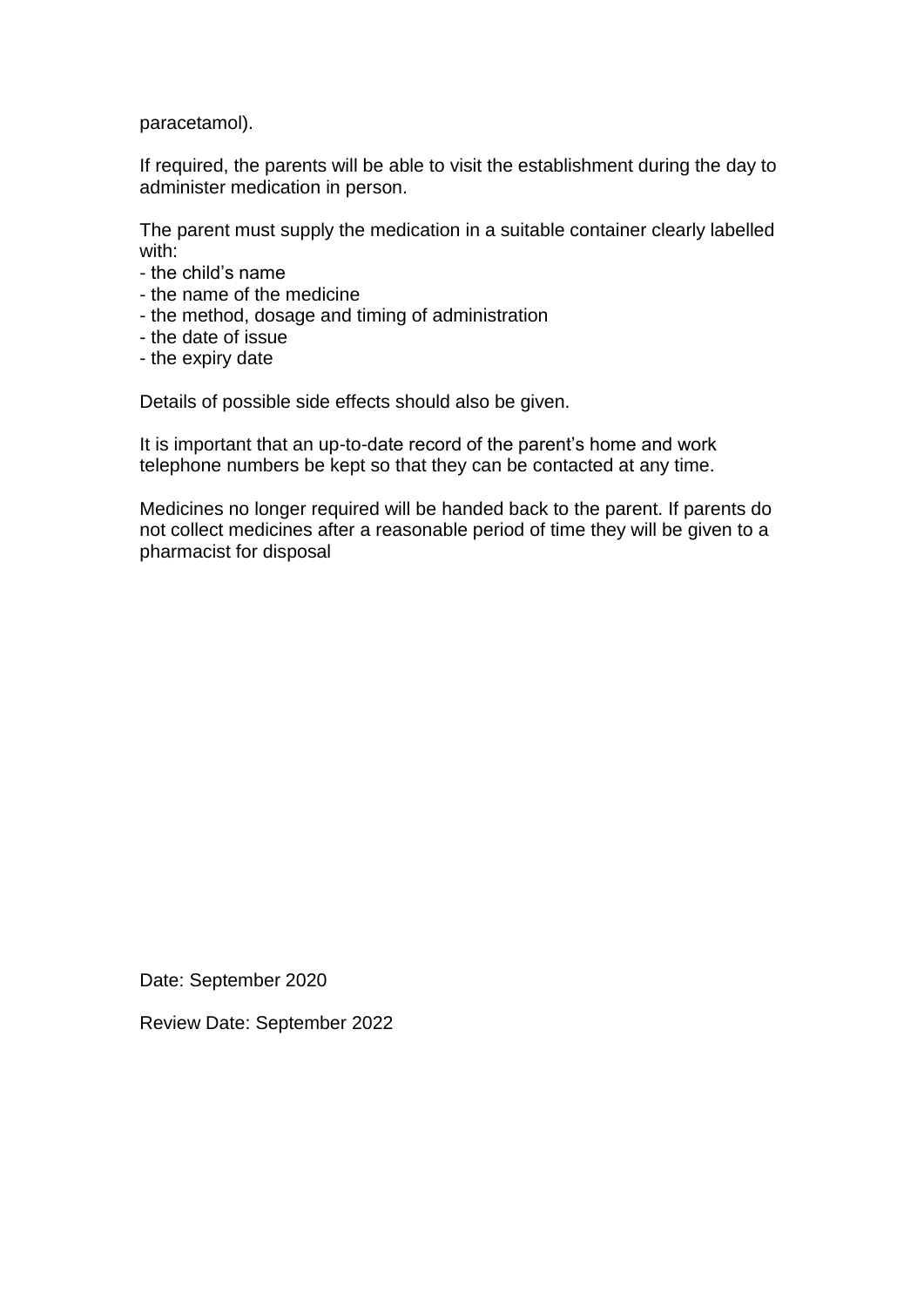paracetamol).

If required, the parents will be able to visit the establishment during the day to administer medication in person.

The parent must supply the medication in a suitable container clearly labelled with:

- the child's name
- the name of the medicine
- the method, dosage and timing of administration
- the date of issue
- the expiry date

Details of possible side effects should also be given.

It is important that an up-to-date record of the parent's home and work telephone numbers be kept so that they can be contacted at any time.

Medicines no longer required will be handed back to the parent. If parents do not collect medicines after a reasonable period of time they will be given to a pharmacist for disposal

Date: September 2020

Review Date: September 2022